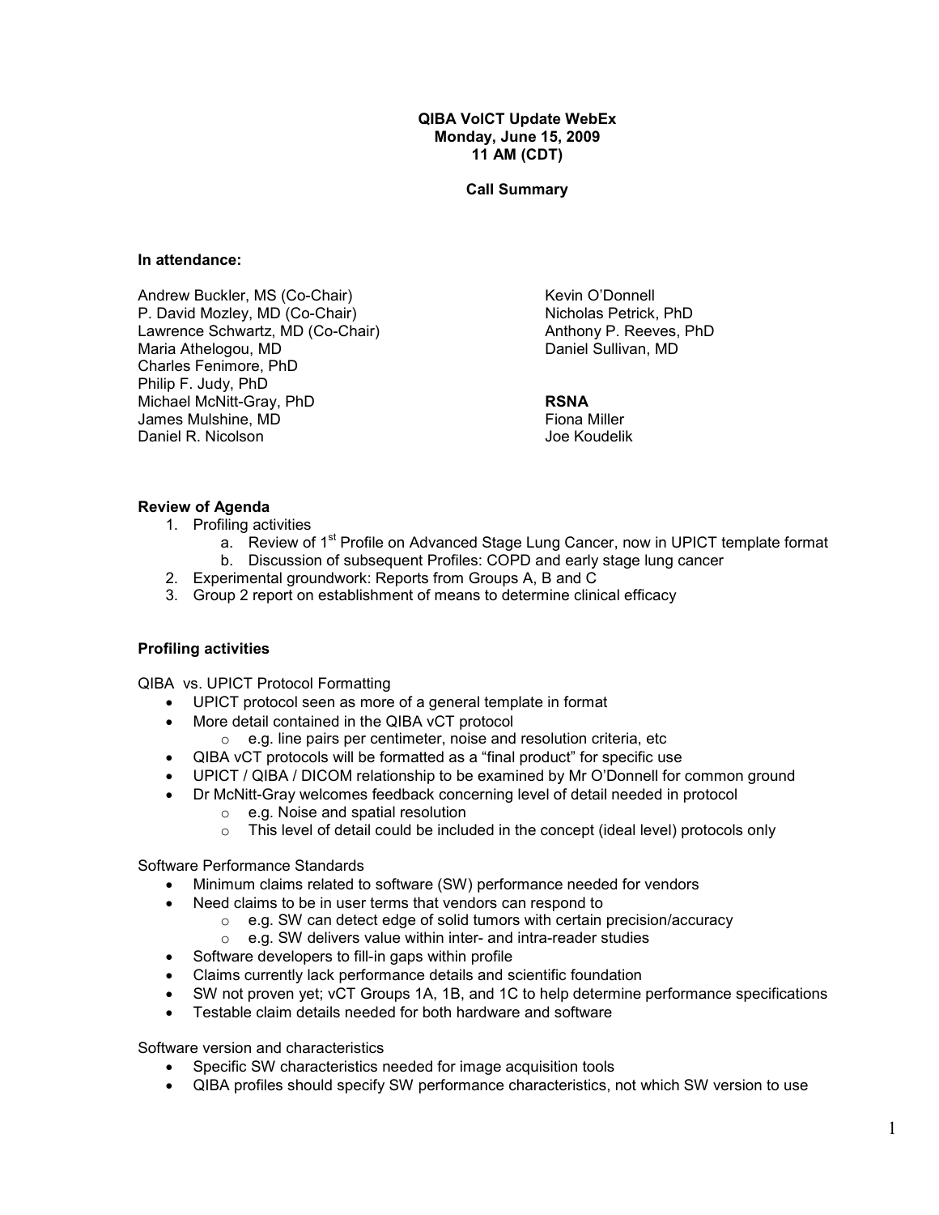**QIBA VolCT Update WebEx**
**Monday, June 15, 2009**
**11 AM (CDT)**

**Call Summary**

**In attendance:**

Andrew Buckler, MS (Co-Chair)
P. David Mozley, MD (Co-Chair)
Lawrence Schwartz, MD (Co-Chair)
Maria Athelogou, MD
Charles Fenimore, PhD
Philip F. Judy, PhD
Michael McNitt-Gray, PhD
James Mulshine, MD
Daniel R. Nicolson
Kevin O'Donnell
Nicholas Petrick, PhD
Anthony P. Reeves, PhD
Daniel Sullivan, MD

**RSNA**
Fiona Miller
Joe Koudelik

**Review of Agenda**

1. Profiling activities
   a. Review of 1st Profile on Advanced Stage Lung Cancer, now in UPICT template format
   b. Discussion of subsequent Profiles: COPD and early stage lung cancer
2. Experimental groundwork: Reports from Groups A, B and C
3. Group 2 report on establishment of means to determine clinical efficacy

**Profiling activities**

QIBA vs. UPICT Protocol Formatting

- UPICT protocol seen as more of a general template in format
- More detail contained in the QIBA vCT protocol
  - e.g. line pairs per centimeter, noise and resolution criteria, etc
- QIBA vCT protocols will be formatted as a "final product" for specific use
- UPICT / QIBA / DICOM relationship to be examined by Mr O'Donnell for common ground
- Dr McNitt-Gray welcomes feedback concerning level of detail needed in protocol
  - e.g. Noise and spatial resolution
  - This level of detail could be included in the concept (ideal level) protocols only

Software Performance Standards

- Minimum claims related to software (SW) performance needed for vendors
- Need claims to be in user terms that vendors can respond to
  - e.g. SW can detect edge of solid tumors with certain precision/accuracy
  - e.g. SW delivers value within inter- and intra-reader studies
- Software developers to fill-in gaps within profile
- Claims currently lack performance details and scientific foundation
- SW not proven yet; vCT Groups 1A, 1B, and 1C to help determine performance specifications
- Testable claim details needed for both hardware and software

Software version and characteristics

- Specific SW characteristics needed for image acquisition tools
- QIBA profiles should specify SW performance characteristics, not which SW version to use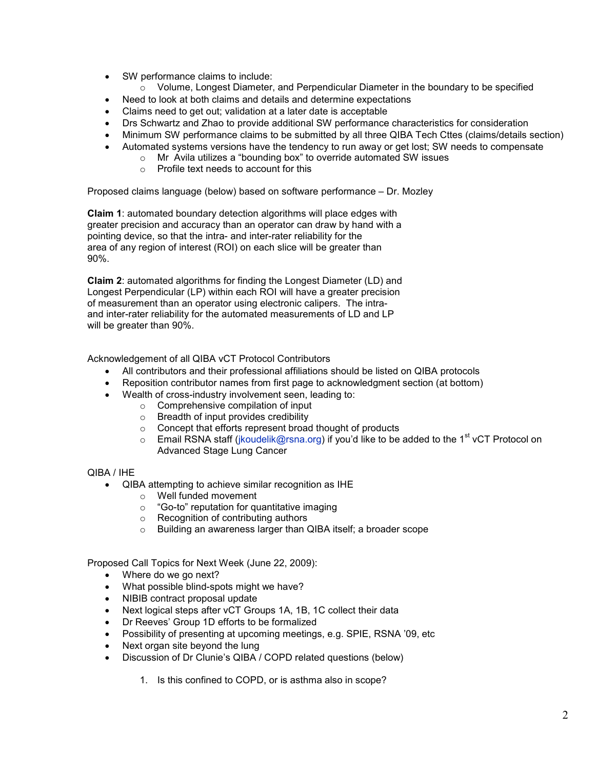- SW performance claims to include:
  - Volume, Longest Diameter, and Perpendicular Diameter in the boundary to be specified
- Need to look at both claims and details and determine expectations
- Claims need to get out; validation at a later date is acceptable
- Drs Schwartz and Zhao to provide additional SW performance characteristics for consideration
- Minimum SW performance claims to be submitted by all three QIBA Tech Cttes (claims/details section)
- Automated systems versions have the tendency to run away or get lost; SW needs to compensate
  - Mr Avila utilizes a "bounding box" to override automated SW issues
  - Profile text needs to account for this

Proposed claims language (below) based on software performance – Dr. Mozley

**Claim 1**: automated boundary detection algorithms will place edges with greater precision and accuracy than an operator can draw by hand with a pointing device, so that the intra- and inter-rater reliability for the area of any region of interest (ROI) on each slice will be greater than 90%.

**Claim 2**: automated algorithms for finding the Longest Diameter (LD) and Longest Perpendicular (LP) within each ROI will have a greater precision of measurement than an operator using electronic calipers. The intra- and inter-rater reliability for the automated measurements of LD and LP will be greater than 90%.

Acknowledgement of all QIBA vCT Protocol Contributors

- All contributors and their professional affiliations should be listed on QIBA protocols
- Reposition contributor names from first page to acknowledgment section (at bottom)
- Wealth of cross-industry involvement seen, leading to:
  - Comprehensive compilation of input
  - Breadth of input provides credibility
  - Concept that efforts represent broad thought of products
  - Email RSNA staff (jkoudelik@rsna.org) if you'd like to be added to the 1st vCT Protocol on Advanced Stage Lung Cancer

QIBA / IHE

- QIBA attempting to achieve similar recognition as IHE
  - Well funded movement
  - "Go-to" reputation for quantitative imaging
  - Recognition of contributing authors
  - Building an awareness larger than QIBA itself; a broader scope

Proposed Call Topics for Next Week (June 22, 2009):

- Where do we go next?
- What possible blind-spots might we have?
- NIBIB contract proposal update
- Next logical steps after vCT Groups 1A, 1B, 1C collect their data
- Dr Reeves' Group 1D efforts to be formalized
- Possibility of presenting at upcoming meetings, e.g. SPIE, RSNA '09, etc
- Next organ site beyond the lung
- Discussion of Dr Clunie's QIBA / COPD related questions (below)

  1. Is this confined to COPD, or is asthma also in scope?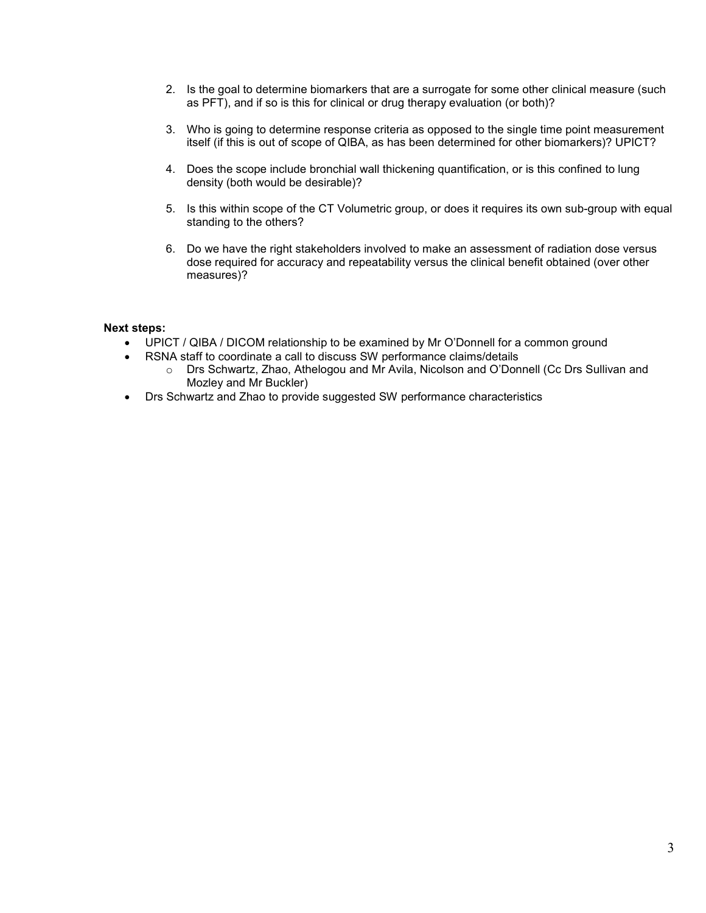2. Is the goal to determine biomarkers that are a surrogate for some other clinical measure (such as PFT), and if so is this for clinical or drug therapy evaluation (or both)?

3. Who is going to determine response criteria as opposed to the single time point measurement itself (if this is out of scope of QIBA, as has been determined for other biomarkers)? UPICT?

4. Does the scope include bronchial wall thickening quantification, or is this confined to lung density (both would be desirable)?

5. Is this within scope of the CT Volumetric group, or does it requires its own sub-group with equal standing to the others?

6. Do we have the right stakeholders involved to make an assessment of radiation dose versus dose required for accuracy and repeatability versus the clinical benefit obtained (over other measures)?

**Next steps:**

- UPICT / QIBA / DICOM relationship to be examined by Mr O'Donnell for a common ground
- RSNA staff to coordinate a call to discuss SW performance claims/details
    - Drs Schwartz, Zhao, Athelogou and Mr Avila, Nicolson and O'Donnell (Cc Drs Sullivan and Mozley and Mr Buckler)
- Drs Schwartz and Zhao to provide suggested SW performance characteristics